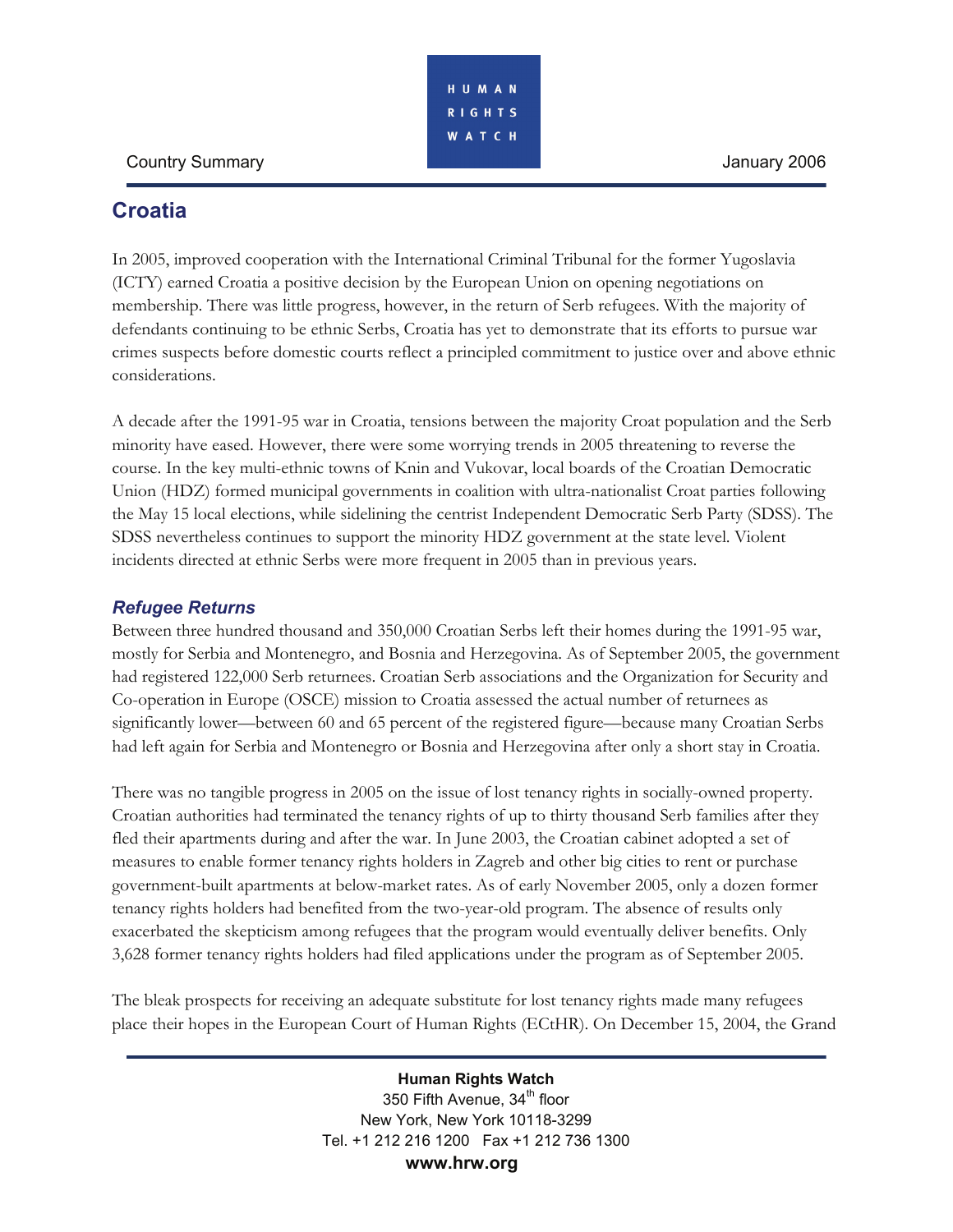Country Summary

January 2006

# Croatia

In 2005, improved cooperation with the International Criminal Tribunal for the former Yugoslavia (ICTY) earned Croatia a positive decision by the European Union on opening negotiations on membership. There was little progress, however, in the return of Serb refugees. With the majority of defendants continuing to be ethnic Serbs, Croatia has yet to demonstrate that its efforts to pursue war crimes suspects before domestic courts reflect a principled commitment to justice over and above ethnic considerations.

A decade after the 1991-95 war in Croatia, tensions between the majority Croat population and the Serb minority have eased. However, there were some worrying trends in 2005 threatening to reverse the course. In the key multi-ethnic towns of Knin and Vukovar, local boards of the Croatian Democratic Union (HDZ) formed municipal governments in coalition with ultra-nationalist Croat parties following the May 15 local elections, while sidelining the centrist Independent Democratic Serb Party (SDSS). The SDSS nevertheless continues to support the minority HDZ government at the state level. Violent incidents directed at ethnic Serbs were more frequent in 2005 than in previous years.

## *Refugee Returns*

Between three hundred thousand and 350,000 Croatian Serbs left their homes during the 1991-95 war, mostly for Serbia and Montenegro, and Bosnia and Herzegovina. As of September 2005, the government had registered 122,000 Serb returnees. Croatian Serb associations and the Organization for Security and Co-operation in Europe (OSCE) mission to Croatia assessed the actual number of returnees as significantly lower—between 60 and 65 percent of the registered figure—because many Croatian Serbs had left again for Serbia and Montenegro or Bosnia and Herzegovina after only a short stay in Croatia.

There was no tangible progress in 2005 on the issue of lost tenancy rights in socially-owned property. Croatian authorities had terminated the tenancy rights of up to thirty thousand Serb families after they fled their apartments during and after the war. In June 2003, the Croatian cabinet adopted a set of measures to enable former tenancy rights holders in Zagreb and other big cities to rent or purchase government-built apartments at below-market rates. As of early November 2005, only a dozen former tenancy rights holders had benefited from the two-year-old program. The absence of results only exacerbated the skepticism among refugees that the program would eventually deliver benefits. Only 3,628 former tenancy rights holders had filed applications under the program as of September 2005.

The bleak prospects for receiving an adequate substitute for lost tenancy rights made many refugees place their hopes in the European Court of Human Rights (ECtHR). On December 15, 2004, the Grand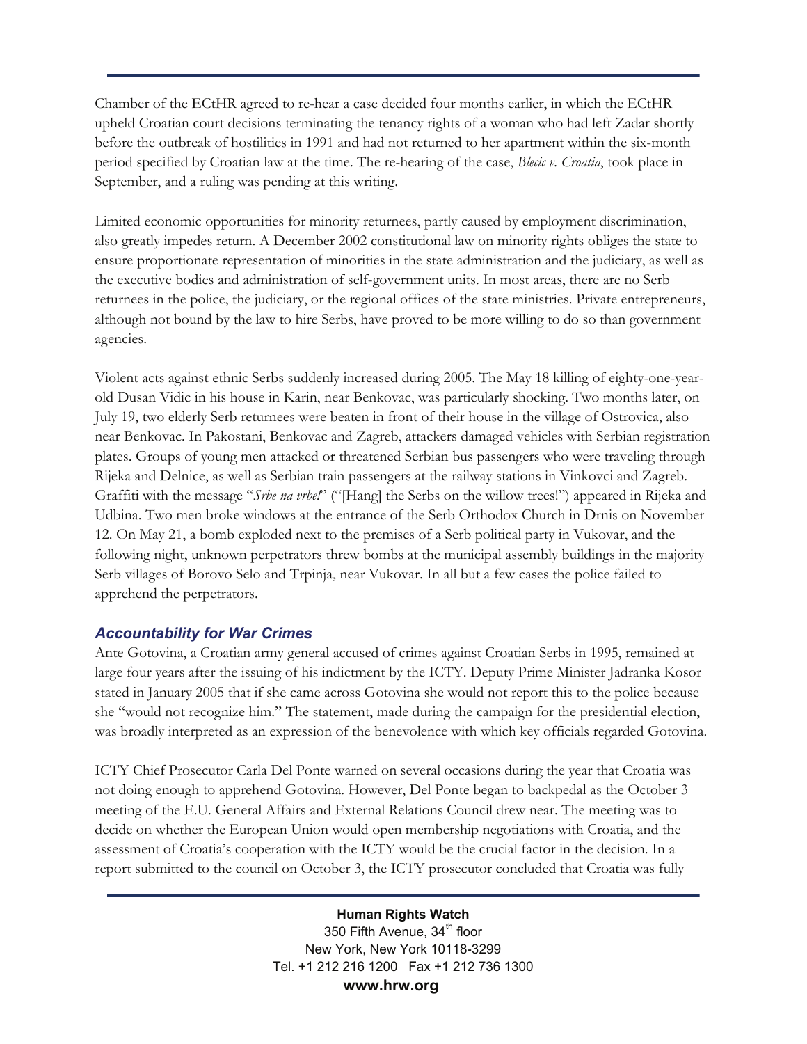Chamber of the ECtHR agreed to re-hear a case decided four months earlier, in which the ECtHR upheld Croatian court decisions terminating the tenancy rights of a woman who had left Zadar shortly before the outbreak of hostilities in 1991 and had not returned to her apartment within the six-month period specified by Croatian law at the time. The re-hearing of the case, *Blecic v. Croatia*, took place in September, and a ruling was pending at this writing.

Limited economic opportunities for minority returnees, partly caused by employment discrimination, also greatly impedes return. A December 2002 constitutional law on minority rights obliges the state to ensure proportionate representation of minorities in the state administration and the judiciary, as well as the executive bodies and administration of self-government units. In most areas, there are no Serb returnees in the police, the judiciary, or the regional offices of the state ministries. Private entrepreneurs, although not bound by the law to hire Serbs, have proved to be more willing to do so than government agencies.

Violent acts against ethnic Serbs suddenly increased during 2005. The May 18 killing of eighty-one-year-old Dusan Vidic in his house in Karin, near Benkovac, was particularly shocking. Two months later, on July 19, two elderly Serb returnees were beaten in front of their house in the village of Ostrovica, also near Benkovac. In Pakostani, Benkovac and Zagreb, attackers damaged vehicles with Serbian registration plates. Groups of young men attacked or threatened Serbian bus passengers who were traveling through Rijeka and Delnice, as well as Serbian train passengers at the railway stations in Vinkovci and Zagreb. Graffiti with the message "*Srbe na vrbe!*" ("[Hang] the Serbs on the willow trees!") appeared in Rijeka and Udbina. Two men broke windows at the entrance of the Serb Orthodox Church in Drnis on November 12. On May 21, a bomb exploded next to the premises of a Serb political party in Vukovar, and the following night, unknown perpetrators threw bombs at the municipal assembly buildings in the majority Serb villages of Borovo Selo and Trpinja, near Vukovar. In all but a few cases the police failed to apprehend the perpetrators.

### *Accountability for War Crimes*

Ante Gotovina, a Croatian army general accused of crimes against Croatian Serbs in 1995, remained at large four years after the issuing of his indictment by the ICTY. Deputy Prime Minister Jadranka Kosor stated in January 2005 that if she came across Gotovina she would not report this to the police because she "would not recognize him." The statement, made during the campaign for the presidential election, was broadly interpreted as an expression of the benevolence with which key officials regarded Gotovina.

ICTY Chief Prosecutor Carla Del Ponte warned on several occasions during the year that Croatia was not doing enough to apprehend Gotovina. However, Del Ponte began to backpedal as the October 3 meeting of the E.U. General Affairs and External Relations Council drew near. The meeting was to decide on whether the European Union would open membership negotiations with Croatia, and the assessment of Croatia's cooperation with the ICTY would be the crucial factor in the decision. In a report submitted to the council on October 3, the ICTY prosecutor concluded that Croatia was fully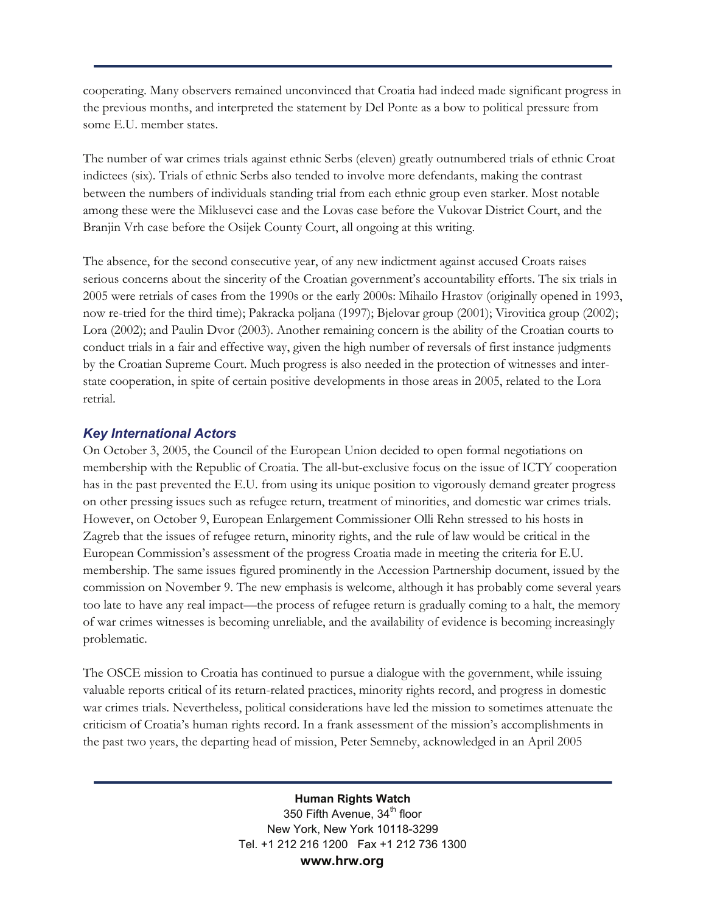cooperating. Many observers remained unconvinced that Croatia had indeed made significant progress in the previous months, and interpreted the statement by Del Ponte as a bow to political pressure from some E.U. member states.

The number of war crimes trials against ethnic Serbs (eleven) greatly outnumbered trials of ethnic Croat indictees (six). Trials of ethnic Serbs also tended to involve more defendants, making the contrast between the numbers of individuals standing trial from each ethnic group even starker. Most notable among these were the Miklusevci case and the Lovas case before the Vukovar District Court, and the Branjin Vrh case before the Osijek County Court, all ongoing at this writing.

The absence, for the second consecutive year, of any new indictment against accused Croats raises serious concerns about the sincerity of the Croatian government's accountability efforts. The six trials in 2005 were retrials of cases from the 1990s or the early 2000s: Mihailo Hrastov (originally opened in 1993, now re-tried for the third time); Pakracka poljana (1997); Bjelovar group (2001); Virovitica group (2002); Lora (2002); and Paulin Dvor (2003). Another remaining concern is the ability of the Croatian courts to conduct trials in a fair and effective way, given the high number of reversals of first instance judgments by the Croatian Supreme Court. Much progress is also needed in the protection of witnesses and inter-state cooperation, in spite of certain positive developments in those areas in 2005, related to the Lora retrial.

### *Key International Actors*

On October 3, 2005, the Council of the European Union decided to open formal negotiations on membership with the Republic of Croatia. The all-but-exclusive focus on the issue of ICTY cooperation has in the past prevented the E.U. from using its unique position to vigorously demand greater progress on other pressing issues such as refugee return, treatment of minorities, and domestic war crimes trials. However, on October 9, European Enlargement Commissioner Olli Rehn stressed to his hosts in Zagreb that the issues of refugee return, minority rights, and the rule of law would be critical in the European Commission's assessment of the progress Croatia made in meeting the criteria for E.U. membership. The same issues figured prominently in the Accession Partnership document, issued by the commission on November 9. The new emphasis is welcome, although it has probably come several years too late to have any real impact—the process of refugee return is gradually coming to a halt, the memory of war crimes witnesses is becoming unreliable, and the availability of evidence is becoming increasingly problematic.

The OSCE mission to Croatia has continued to pursue a dialogue with the government, while issuing valuable reports critical of its return-related practices, minority rights record, and progress in domestic war crimes trials. Nevertheless, political considerations have led the mission to sometimes attenuate the criticism of Croatia's human rights record. In a frank assessment of the mission's accomplishments in the past two years, the departing head of mission, Peter Semneby, acknowledged in an April 2005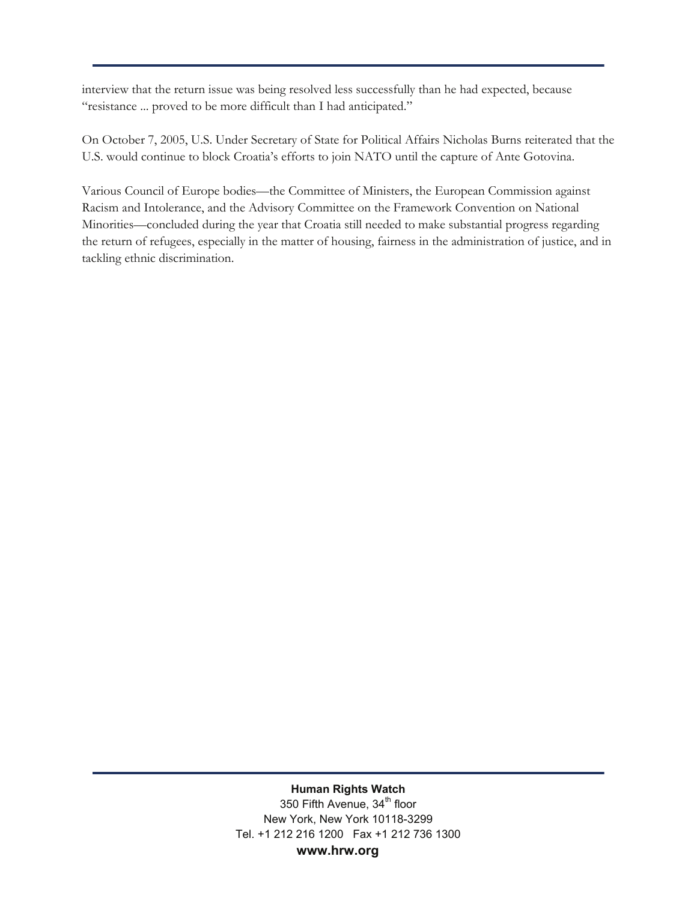interview that the return issue was being resolved less successfully than he had expected, because "resistance ... proved to be more difficult than I had anticipated."

On October 7, 2005, U.S. Under Secretary of State for Political Affairs Nicholas Burns reiterated that the U.S. would continue to block Croatia's efforts to join NATO until the capture of Ante Gotovina.

Various Council of Europe bodies—the Committee of Ministers, the European Commission against Racism and Intolerance, and the Advisory Committee on the Framework Convention on National Minorities—concluded during the year that Croatia still needed to make substantial progress regarding the return of refugees, especially in the matter of housing, fairness in the administration of justice, and in tackling ethnic discrimination.

**Human Rights Watch**
350 Fifth Avenue, 34th floor
New York, New York 10118-3299
Tel. +1 212 216 1200 Fax +1 212 736 1300
**www.hrw.org**